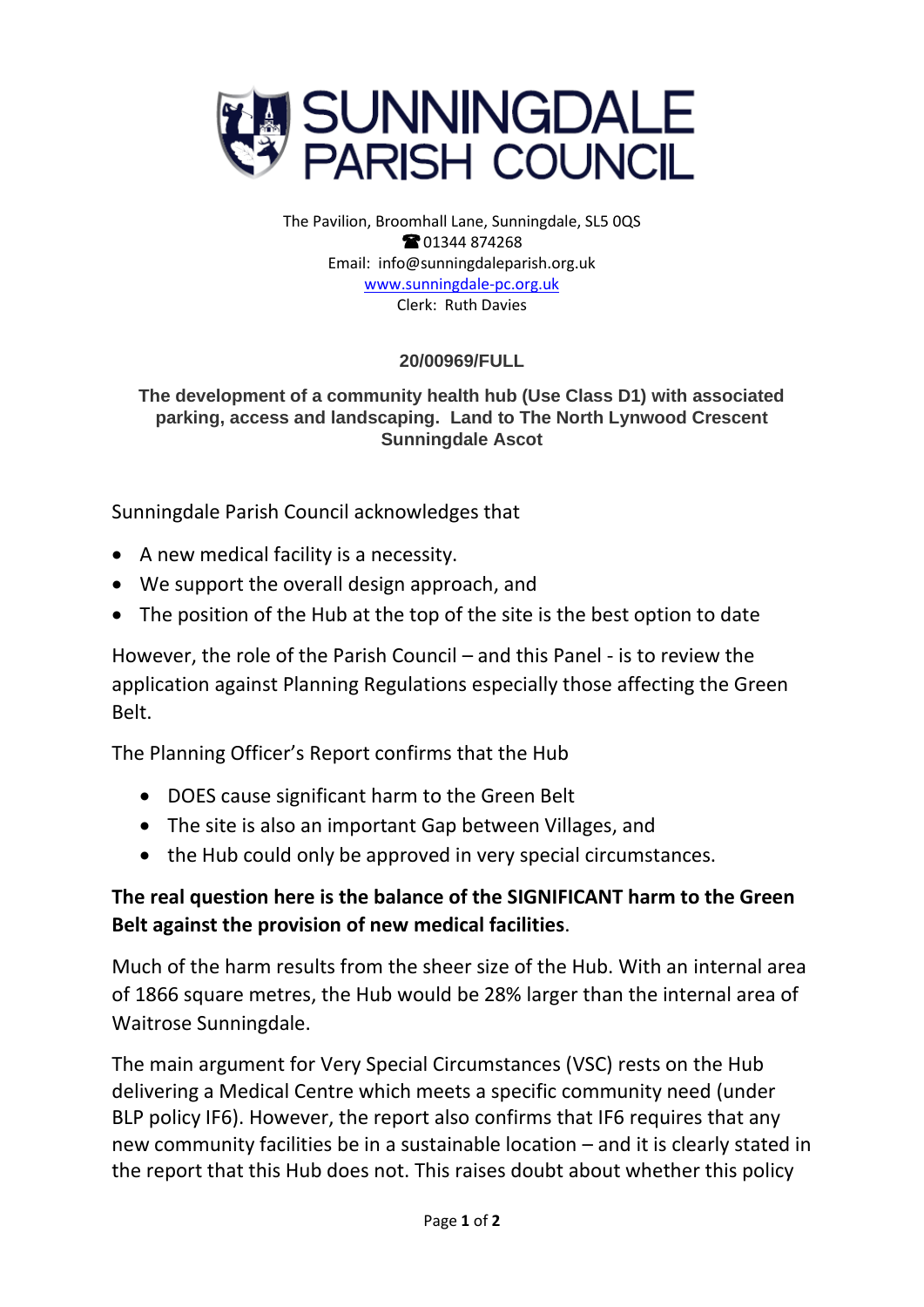# SUNNINGDALE PARISH COUNCIL

The Pavilion, Broomhall Lane, Sunningdale, SL5 0QS
☎ 01344 874268
Email: info@sunningdaleparish.org.uk
www.sunningdale-pc.org.uk
Clerk: Ruth Davies

**20/00969/FULL**

**The development of a community health hub (Use Class D1) with associated parking, access and landscaping. Land to The North Lynwood Crescent Sunningdale Ascot**

Sunningdale Parish Council acknowledges that

- A new medical facility is a necessity.
- We support the overall design approach, and
- The position of the Hub at the top of the site is the best option to date

However, the role of the Parish Council – and this Panel - is to review the application against Planning Regulations especially those affecting the Green Belt.

The Planning Officer's Report confirms that the Hub

- DOES cause significant harm to the Green Belt
- The site is also an important Gap between Villages, and
- the Hub could only be approved in very special circumstances.

**The real question here is the balance of the SIGNIFICANT harm to the Green Belt against the provision of new medical facilities**.

Much of the harm results from the sheer size of the Hub. With an internal area of 1866 square metres, the Hub would be 28% larger than the internal area of Waitrose Sunningdale.

The main argument for Very Special Circumstances (VSC) rests on the Hub delivering a Medical Centre which meets a specific community need (under BLP policy IF6). However, the report also confirms that IF6 requires that any new community facilities be in a sustainable location – and it is clearly stated in the report that this Hub does not. This raises doubt about whether this policy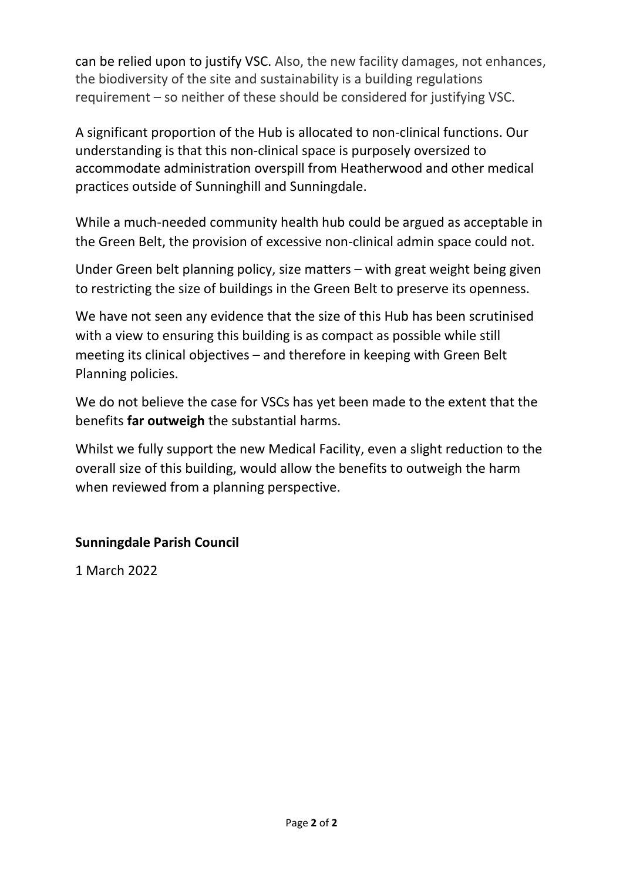can be relied upon to justify VSC. Also, the new facility damages, not enhances, the biodiversity of the site and sustainability is a building regulations requirement – so neither of these should be considered for justifying VSC.

A significant proportion of the Hub is allocated to non-clinical functions. Our understanding is that this non-clinical space is purposely oversized to accommodate administration overspill from Heatherwood and other medical practices outside of Sunninghill and Sunningdale.

While a much-needed community health hub could be argued as acceptable in the Green Belt, the provision of excessive non-clinical admin space could not.

Under Green belt planning policy, size matters – with great weight being given to restricting the size of buildings in the Green Belt to preserve its openness.

We have not seen any evidence that the size of this Hub has been scrutinised with a view to ensuring this building is as compact as possible while still meeting its clinical objectives – and therefore in keeping with Green Belt Planning policies.

We do not believe the case for VSCs has yet been made to the extent that the benefits **far outweigh** the substantial harms.

Whilst we fully support the new Medical Facility, even a slight reduction to the overall size of this building, would allow the benefits to outweigh the harm when reviewed from a planning perspective.

**Sunningdale Parish Council**

1 March 2022